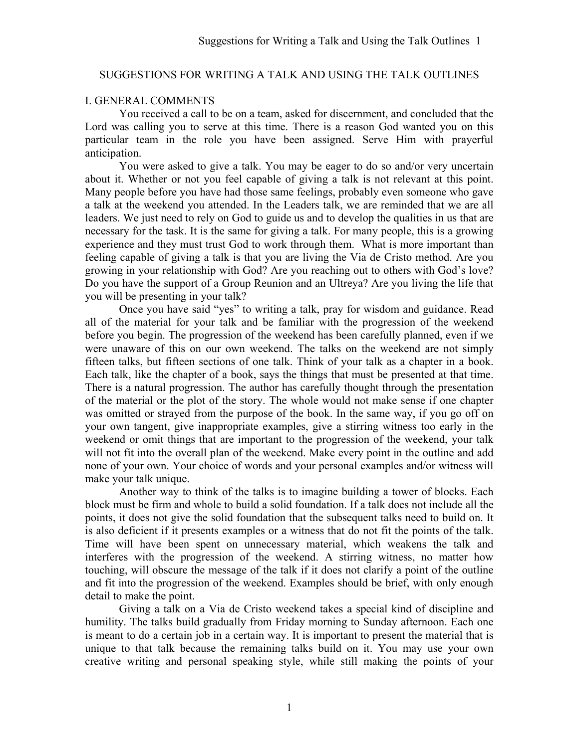# SUGGESTIONS FOR WRITING A TALK AND USING THE TALK OUTLINES

## I. GENERAL COMMENTS

You received a call to be on a team, asked for discernment, and concluded that the Lord was calling you to serve at this time. There is a reason God wanted you on this particular team in the role you have been assigned. Serve Him with prayerful anticipation.

You were asked to give a talk. You may be eager to do so and/or very uncertain about it. Whether or not you feel capable of giving a talk is not relevant at this point. Many people before you have had those same feelings, probably even someone who gave a talk at the weekend you attended. In the Leaders talk, we are reminded that we are all leaders. We just need to rely on God to guide us and to develop the qualities in us that are necessary for the task. It is the same for giving a talk. For many people, this is a growing experience and they must trust God to work through them. What is more important than feeling capable of giving a talk is that you are living the Via de Cristo method. Are you growing in your relationship with God? Are you reaching out to others with God's love? Do you have the support of a Group Reunion and an Ultreya? Are you living the life that you will be presenting in your talk?

Once you have said "yes" to writing a talk, pray for wisdom and guidance. Read all of the material for your talk and be familiar with the progression of the weekend before you begin. The progression of the weekend has been carefully planned, even if we were unaware of this on our own weekend. The talks on the weekend are not simply fifteen talks, but fifteen sections of one talk. Think of your talk as a chapter in a book. Each talk, like the chapter of a book, says the things that must be presented at that time. There is a natural progression. The author has carefully thought through the presentation of the material or the plot of the story. The whole would not make sense if one chapter was omitted or strayed from the purpose of the book. In the same way, if you go off on your own tangent, give inappropriate examples, give a stirring witness too early in the weekend or omit things that are important to the progression of the weekend, your talk will not fit into the overall plan of the weekend. Make every point in the outline and add none of your own. Your choice of words and your personal examples and/or witness will make your talk unique.

Another way to think of the talks is to imagine building a tower of blocks. Each block must be firm and whole to build a solid foundation. If a talk does not include all the points, it does not give the solid foundation that the subsequent talks need to build on. It is also deficient if it presents examples or a witness that do not fit the points of the talk. Time will have been spent on unnecessary material, which weakens the talk and interferes with the progression of the weekend. A stirring witness, no matter how touching, will obscure the message of the talk if it does not clarify a point of the outline and fit into the progression of the weekend. Examples should be brief, with only enough detail to make the point.

Giving a talk on a Via de Cristo weekend takes a special kind of discipline and humility. The talks build gradually from Friday morning to Sunday afternoon. Each one is meant to do a certain job in a certain way. It is important to present the material that is unique to that talk because the remaining talks build on it. You may use your own creative writing and personal speaking style, while still making the points of your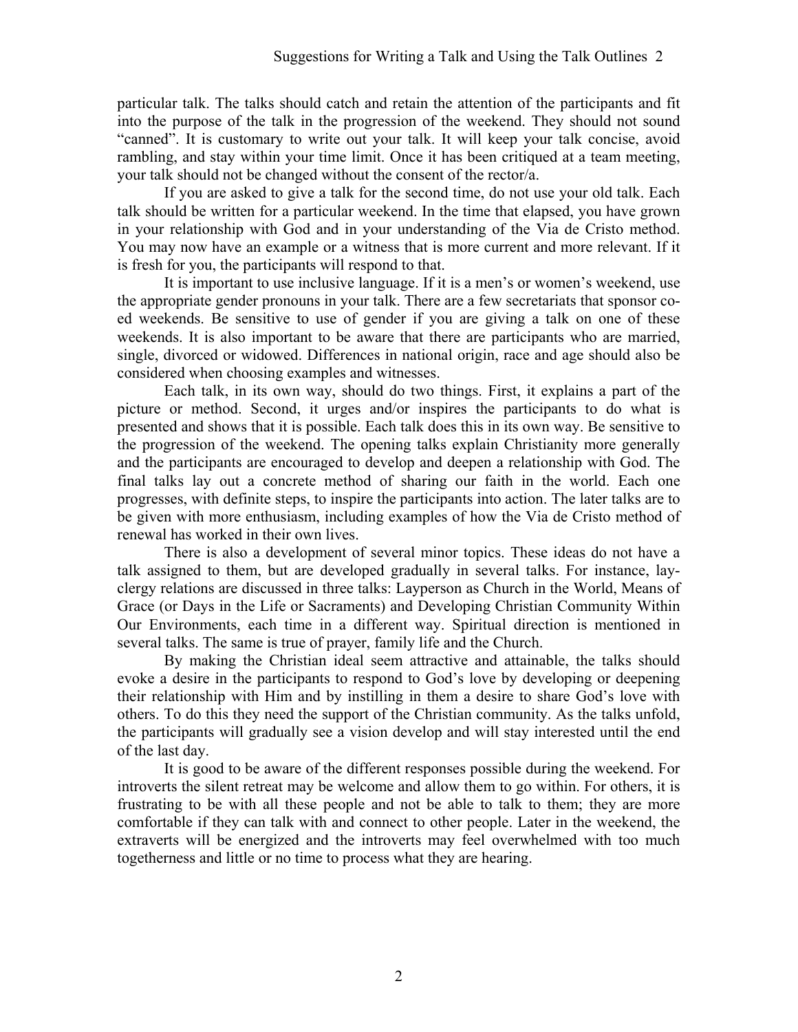particular talk. The talks should catch and retain the attention of the participants and fit into the purpose of the talk in the progression of the weekend. They should not sound "canned". It is customary to write out your talk. It will keep your talk concise, avoid rambling, and stay within your time limit. Once it has been critiqued at a team meeting, your talk should not be changed without the consent of the rector/a.

If you are asked to give a talk for the second time, do not use your old talk. Each talk should be written for a particular weekend. In the time that elapsed, you have grown in your relationship with God and in your understanding of the Via de Cristo method. You may now have an example or a witness that is more current and more relevant. If it is fresh for you, the participants will respond to that.

It is important to use inclusive language. If it is a men's or women's weekend, use the appropriate gender pronouns in your talk. There are a few secretariats that sponsor co-ed weekends. Be sensitive to use of gender if you are giving a talk on one of these weekends. It is also important to be aware that there are participants who are married, single, divorced or widowed. Differences in national origin, race and age should also be considered when choosing examples and witnesses.

Each talk, in its own way, should do two things. First, it explains a part of the picture or method. Second, it urges and/or inspires the participants to do what is presented and shows that it is possible. Each talk does this in its own way. Be sensitive to the progression of the weekend. The opening talks explain Christianity more generally and the participants are encouraged to develop and deepen a relationship with God. The final talks lay out a concrete method of sharing our faith in the world. Each one progresses, with definite steps, to inspire the participants into action. The later talks are to be given with more enthusiasm, including examples of how the Via de Cristo method of renewal has worked in their own lives.

There is also a development of several minor topics. These ideas do not have a talk assigned to them, but are developed gradually in several talks. For instance, lay-clergy relations are discussed in three talks: Layperson as Church in the World, Means of Grace (or Days in the Life or Sacraments) and Developing Christian Community Within Our Environments, each time in a different way. Spiritual direction is mentioned in several talks. The same is true of prayer, family life and the Church.

By making the Christian ideal seem attractive and attainable, the talks should evoke a desire in the participants to respond to God's love by developing or deepening their relationship with Him and by instilling in them a desire to share God's love with others. To do this they need the support of the Christian community. As the talks unfold, the participants will gradually see a vision develop and will stay interested until the end of the last day.

It is good to be aware of the different responses possible during the weekend. For introverts the silent retreat may be welcome and allow them to go within. For others, it is frustrating to be with all these people and not be able to talk to them; they are more comfortable if they can talk with and connect to other people. Later in the weekend, the extraverts will be energized and the introverts may feel overwhelmed with too much togetherness and little or no time to process what they are hearing.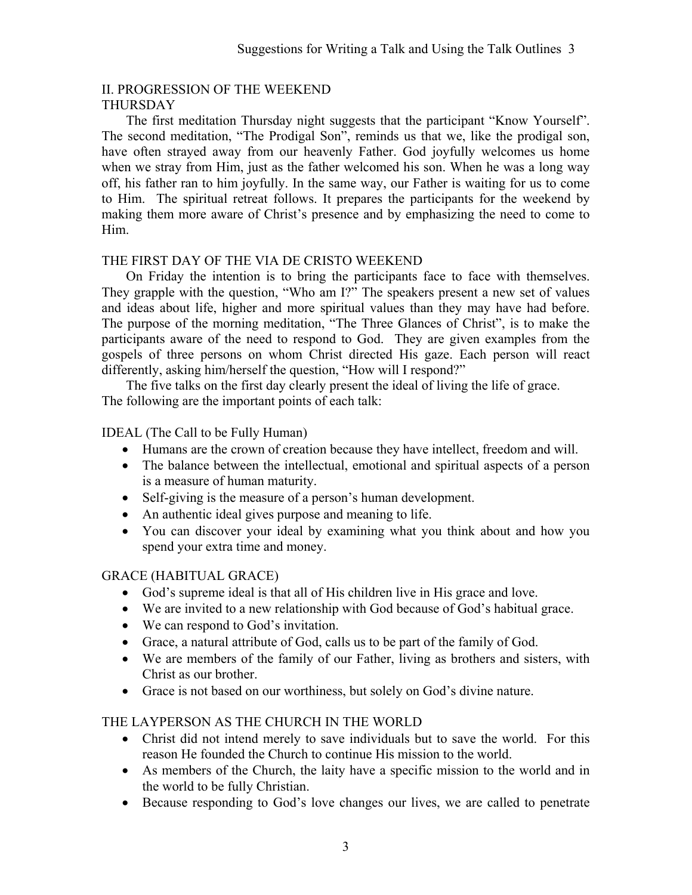## II. PROGRESSION OF THE WEEKEND

### THURSDAY

The first meditation Thursday night suggests that the participant "Know Yourself". The second meditation, "The Prodigal Son", reminds us that we, like the prodigal son, have often strayed away from our heavenly Father. God joyfully welcomes us home when we stray from Him, just as the father welcomed his son. When he was a long way off, his father ran to him joyfully. In the same way, our Father is waiting for us to come to Him. The spiritual retreat follows. It prepares the participants for the weekend by making them more aware of Christ's presence and by emphasizing the need to come to Him.

### THE FIRST DAY OF THE VIA DE CRISTO WEEKEND

On Friday the intention is to bring the participants face to face with themselves. They grapple with the question, "Who am I?" The speakers present a new set of values and ideas about life, higher and more spiritual values than they may have had before. The purpose of the morning meditation, "The Three Glances of Christ", is to make the participants aware of the need to respond to God. They are given examples from the gospels of three persons on whom Christ directed His gaze. Each person will react differently, asking him/herself the question, "How will I respond?"

The five talks on the first day clearly present the ideal of living the life of grace. The following are the important points of each talk:

### IDEAL (The Call to be Fully Human)

- Humans are the crown of creation because they have intellect, freedom and will.
- The balance between the intellectual, emotional and spiritual aspects of a person is a measure of human maturity.
- Self-giving is the measure of a person's human development.
- An authentic ideal gives purpose and meaning to life.
- You can discover your ideal by examining what you think about and how you spend your extra time and money.

### GRACE (HABITUAL GRACE)

- God's supreme ideal is that all of His children live in His grace and love.
- We are invited to a new relationship with God because of God's habitual grace.
- We can respond to God's invitation.
- Grace, a natural attribute of God, calls us to be part of the family of God.
- We are members of the family of our Father, living as brothers and sisters, with Christ as our brother.
- Grace is not based on our worthiness, but solely on God's divine nature.

### THE LAYPERSON AS THE CHURCH IN THE WORLD

- Christ did not intend merely to save individuals but to save the world. For this reason He founded the Church to continue His mission to the world.
- As members of the Church, the laity have a specific mission to the world and in the world to be fully Christian.
- Because responding to God's love changes our lives, we are called to penetrate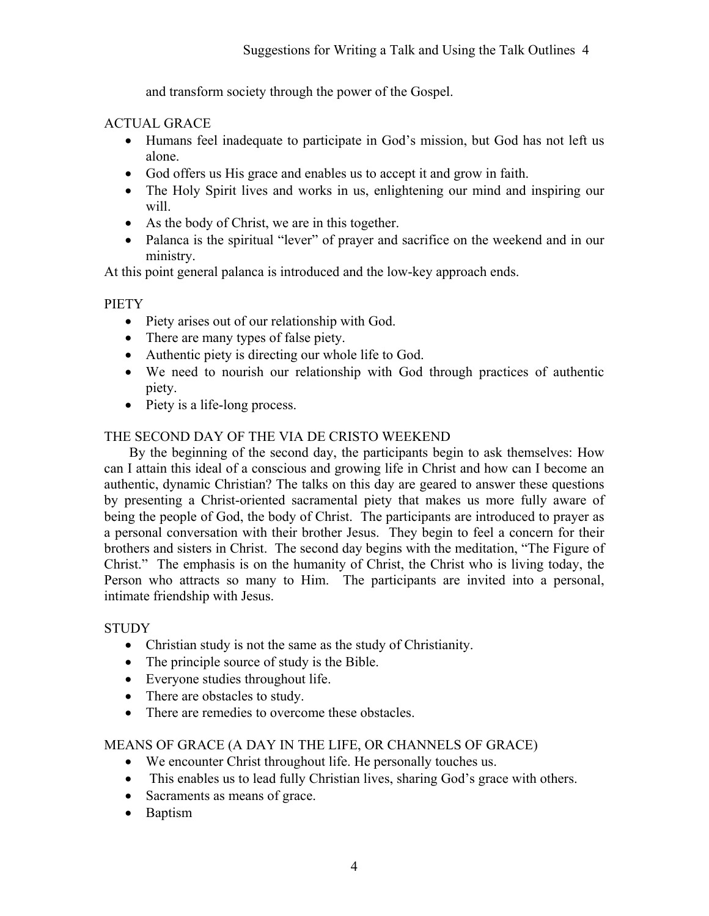and transform society through the power of the Gospel.

## ACTUAL GRACE

- Humans feel inadequate to participate in God's mission, but God has not left us alone.
- God offers us His grace and enables us to accept it and grow in faith.
- The Holy Spirit lives and works in us, enlightening our mind and inspiring our will.
- As the body of Christ, we are in this together.
- Palanca is the spiritual "lever" of prayer and sacrifice on the weekend and in our ministry.

At this point general palanca is introduced and the low-key approach ends.

## PIETY

- Piety arises out of our relationship with God.
- There are many types of false piety.
- Authentic piety is directing our whole life to God.
- We need to nourish our relationship with God through practices of authentic piety.
- Piety is a life-long process.

## THE SECOND DAY OF THE VIA DE CRISTO WEEKEND

By the beginning of the second day, the participants begin to ask themselves: How can I attain this ideal of a conscious and growing life in Christ and how can I become an authentic, dynamic Christian? The talks on this day are geared to answer these questions by presenting a Christ-oriented sacramental piety that makes us more fully aware of being the people of God, the body of Christ. The participants are introduced to prayer as a personal conversation with their brother Jesus. They begin to feel a concern for their brothers and sisters in Christ. The second day begins with the meditation, "The Figure of Christ." The emphasis is on the humanity of Christ, the Christ who is living today, the Person who attracts so many to Him. The participants are invited into a personal, intimate friendship with Jesus.

## STUDY

- Christian study is not the same as the study of Christianity.
- The principle source of study is the Bible.
- Everyone studies throughout life.
- There are obstacles to study.
- There are remedies to overcome these obstacles.

## MEANS OF GRACE (A DAY IN THE LIFE, OR CHANNELS OF GRACE)

- We encounter Christ throughout life. He personally touches us.
- This enables us to lead fully Christian lives, sharing God's grace with others.
- Sacraments as means of grace.
- Baptism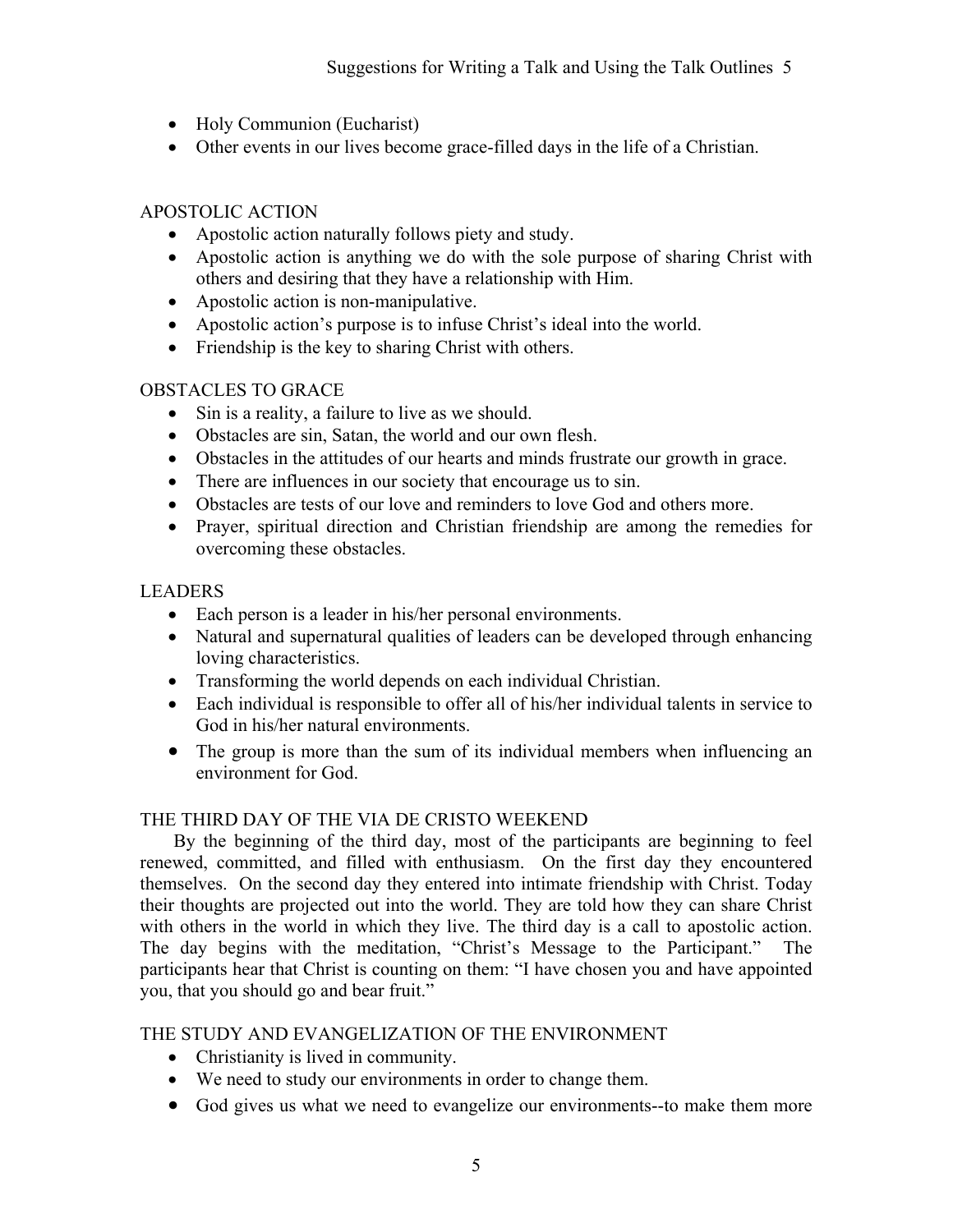- Holy Communion (Eucharist)
- Other events in our lives become grace-filled days in the life of a Christian.

## APOSTOLIC ACTION

- Apostolic action naturally follows piety and study.
- Apostolic action is anything we do with the sole purpose of sharing Christ with others and desiring that they have a relationship with Him.
- Apostolic action is non-manipulative.
- Apostolic action's purpose is to infuse Christ's ideal into the world.
- Friendship is the key to sharing Christ with others.

## OBSTACLES TO GRACE

- Sin is a reality, a failure to live as we should.
- Obstacles are sin, Satan, the world and our own flesh.
- Obstacles in the attitudes of our hearts and minds frustrate our growth in grace.
- There are influences in our society that encourage us to sin.
- Obstacles are tests of our love and reminders to love God and others more.
- Prayer, spiritual direction and Christian friendship are among the remedies for overcoming these obstacles.

## LEADERS

- Each person is a leader in his/her personal environments.
- Natural and supernatural qualities of leaders can be developed through enhancing loving characteristics.
- Transforming the world depends on each individual Christian.
- Each individual is responsible to offer all of his/her individual talents in service to God in his/her natural environments.
- The group is more than the sum of its individual members when influencing an environment for God.

## THE THIRD DAY OF THE VIA DE CRISTO WEEKEND

By the beginning of the third day, most of the participants are beginning to feel renewed, committed, and filled with enthusiasm. On the first day they encountered themselves. On the second day they entered into intimate friendship with Christ. Today their thoughts are projected out into the world. They are told how they can share Christ with others in the world in which they live. The third day is a call to apostolic action. The day begins with the meditation, "Christ's Message to the Participant." The participants hear that Christ is counting on them: "I have chosen you and have appointed you, that you should go and bear fruit."

## THE STUDY AND EVANGELIZATION OF THE ENVIRONMENT

- Christianity is lived in community.
- We need to study our environments in order to change them.
- God gives us what we need to evangelize our environments--to make them more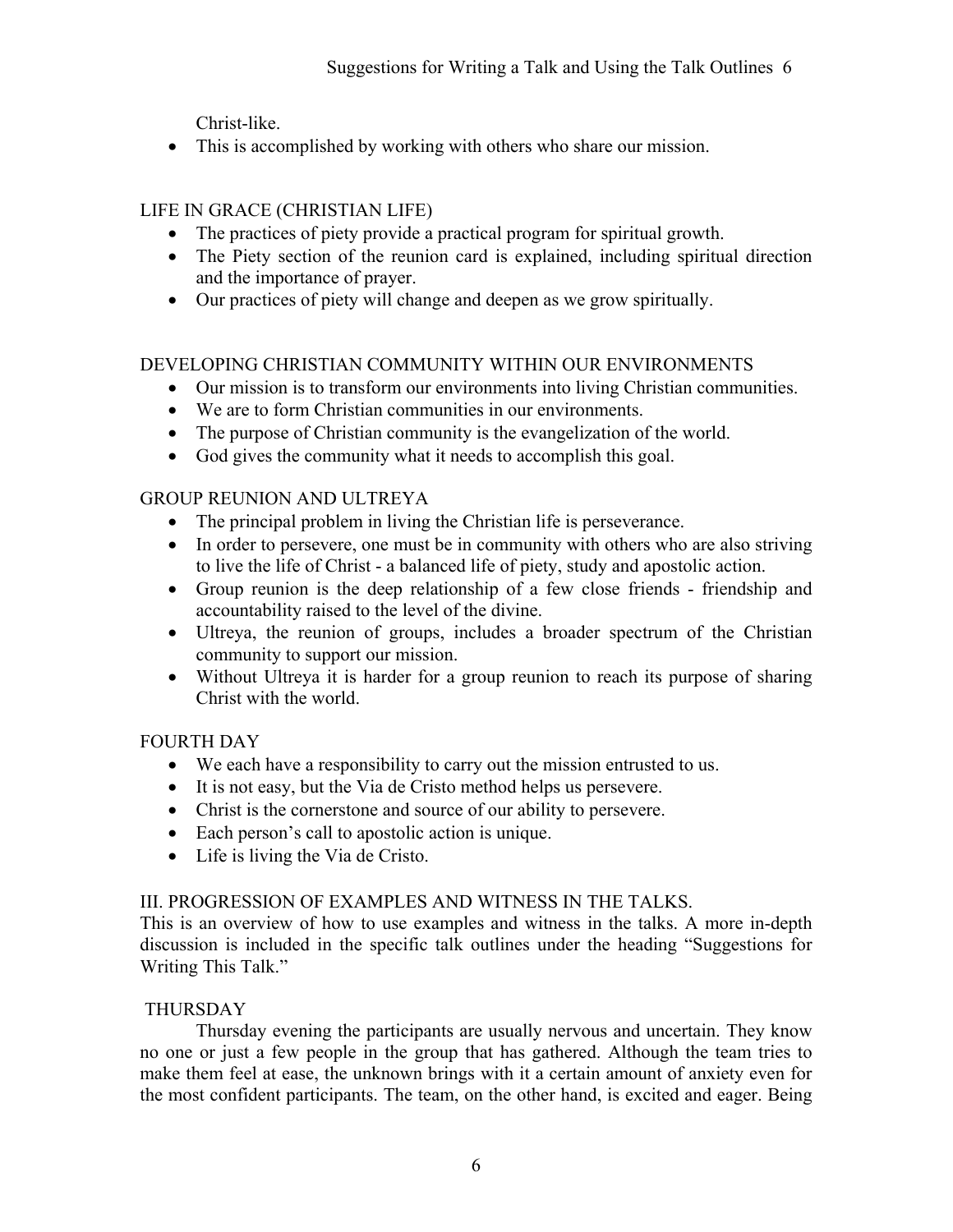Christ-like.

- This is accomplished by working with others who share our mission.

LIFE IN GRACE (CHRISTIAN LIFE)

- The practices of piety provide a practical program for spiritual growth.
- The Piety section of the reunion card is explained, including spiritual direction and the importance of prayer.
- Our practices of piety will change and deepen as we grow spiritually.

DEVELOPING CHRISTIAN COMMUNITY WITHIN OUR ENVIRONMENTS

- Our mission is to transform our environments into living Christian communities.
- We are to form Christian communities in our environments.
- The purpose of Christian community is the evangelization of the world.
- God gives the community what it needs to accomplish this goal.

GROUP REUNION AND ULTREYA

- The principal problem in living the Christian life is perseverance.
- In order to persevere, one must be in community with others who are also striving to live the life of Christ - a balanced life of piety, study and apostolic action.
- Group reunion is the deep relationship of a few close friends - friendship and accountability raised to the level of the divine.
- Ultreya, the reunion of groups, includes a broader spectrum of the Christian community to support our mission.
- Without Ultreya it is harder for a group reunion to reach its purpose of sharing Christ with the world.

FOURTH DAY

- We each have a responsibility to carry out the mission entrusted to us.
- It is not easy, but the Via de Cristo method helps us persevere.
- Christ is the cornerstone and source of our ability to persevere.
- Each person's call to apostolic action is unique.
- Life is living the Via de Cristo.

## III. PROGRESSION OF EXAMPLES AND WITNESS IN THE TALKS.

This is an overview of how to use examples and witness in the talks. A more in-depth discussion is included in the specific talk outlines under the heading "Suggestions for Writing This Talk."

THURSDAY

Thursday evening the participants are usually nervous and uncertain. They know no one or just a few people in the group that has gathered. Although the team tries to make them feel at ease, the unknown brings with it a certain amount of anxiety even for the most confident participants. The team, on the other hand, is excited and eager. Being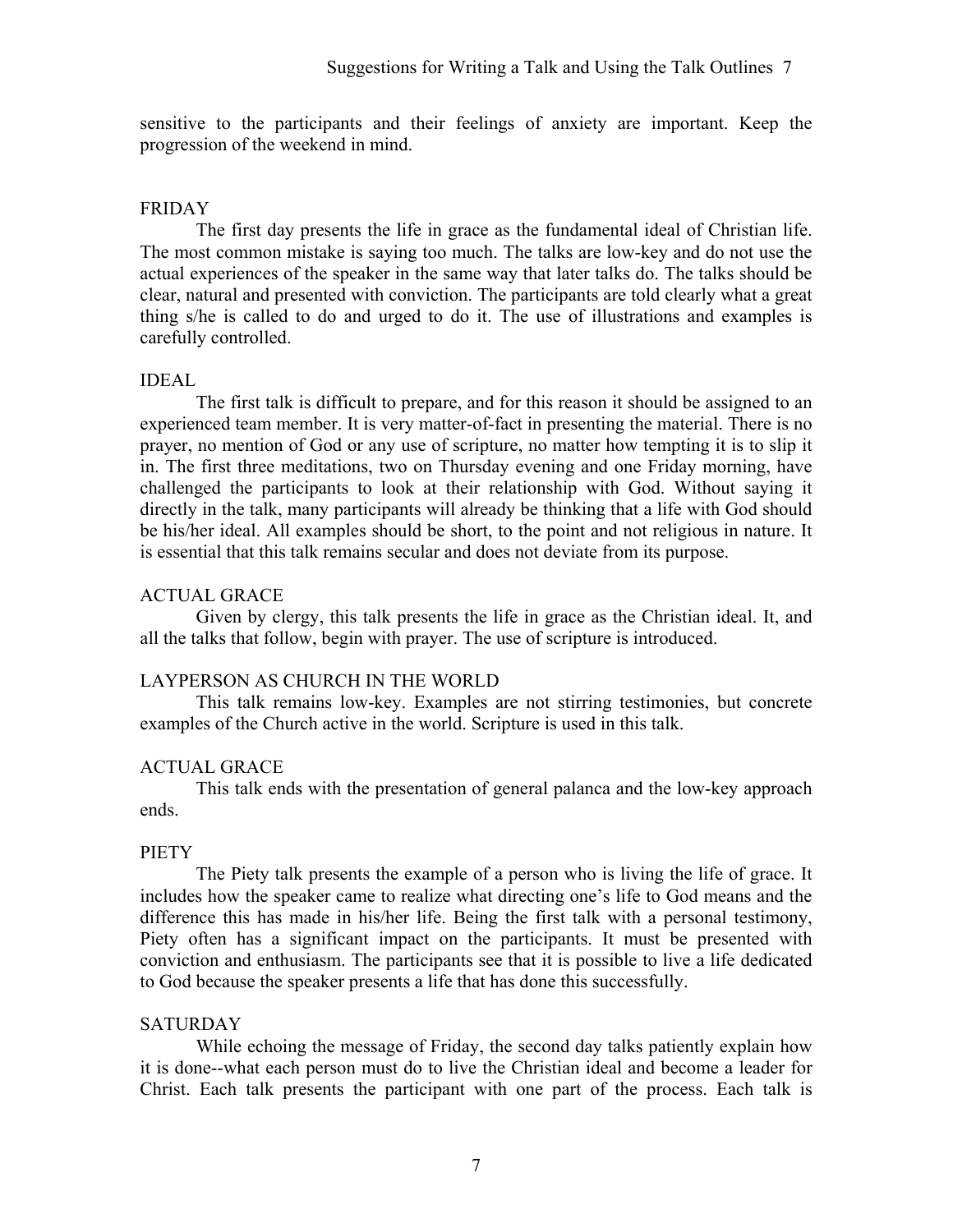sensitive to the participants and their feelings of anxiety are important. Keep the progression of the weekend in mind.

## FRIDAY

The first day presents the life in grace as the fundamental ideal of Christian life. The most common mistake is saying too much. The talks are low-key and do not use the actual experiences of the speaker in the same way that later talks do. The talks should be clear, natural and presented with conviction. The participants are told clearly what a great thing s/he is called to do and urged to do it. The use of illustrations and examples is carefully controlled.

### IDEAL

The first talk is difficult to prepare, and for this reason it should be assigned to an experienced team member. It is very matter-of-fact in presenting the material. There is no prayer, no mention of God or any use of scripture, no matter how tempting it is to slip it in. The first three meditations, two on Thursday evening and one Friday morning, have challenged the participants to look at their relationship with God. Without saying it directly in the talk, many participants will already be thinking that a life with God should be his/her ideal. All examples should be short, to the point and not religious in nature. It is essential that this talk remains secular and does not deviate from its purpose.

### ACTUAL GRACE

Given by clergy, this talk presents the life in grace as the Christian ideal. It, and all the talks that follow, begin with prayer. The use of scripture is introduced.

### LAYPERSON AS CHURCH IN THE WORLD

This talk remains low-key. Examples are not stirring testimonies, but concrete examples of the Church active in the world. Scripture is used in this talk.

### ACTUAL GRACE

This talk ends with the presentation of general palanca and the low-key approach ends.

### PIETY

The Piety talk presents the example of a person who is living the life of grace. It includes how the speaker came to realize what directing one's life to God means and the difference this has made in his/her life. Being the first talk with a personal testimony, Piety often has a significant impact on the participants. It must be presented with conviction and enthusiasm. The participants see that it is possible to live a life dedicated to God because the speaker presents a life that has done this successfully.

## SATURDAY

While echoing the message of Friday, the second day talks patiently explain how it is done--what each person must do to live the Christian ideal and become a leader for Christ. Each talk presents the participant with one part of the process. Each talk is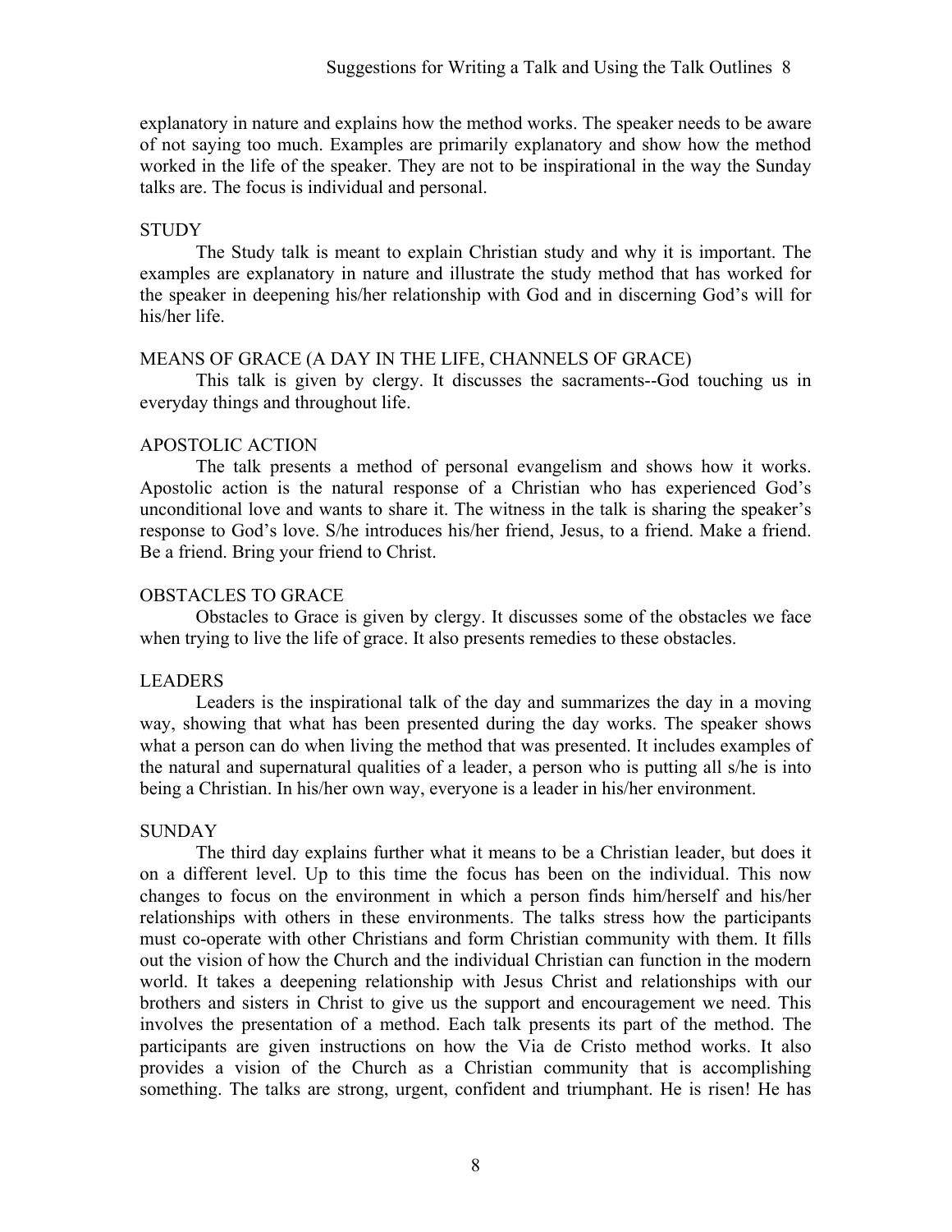explanatory in nature and explains how the method works. The speaker needs to be aware of not saying too much. Examples are primarily explanatory and show how the method worked in the life of the speaker. They are not to be inspirational in the way the Sunday talks are. The focus is individual and personal.

### STUDY

The Study talk is meant to explain Christian study and why it is important. The examples are explanatory in nature and illustrate the study method that has worked for the speaker in deepening his/her relationship with God and in discerning God's will for his/her life.

### MEANS OF GRACE (A DAY IN THE LIFE, CHANNELS OF GRACE)

This talk is given by clergy. It discusses the sacraments--God touching us in everyday things and throughout life.

### APOSTOLIC ACTION

The talk presents a method of personal evangelism and shows how it works. Apostolic action is the natural response of a Christian who has experienced God's unconditional love and wants to share it. The witness in the talk is sharing the speaker's response to God's love. S/he introduces his/her friend, Jesus, to a friend. Make a friend. Be a friend. Bring your friend to Christ.

### OBSTACLES TO GRACE

Obstacles to Grace is given by clergy. It discusses some of the obstacles we face when trying to live the life of grace. It also presents remedies to these obstacles.

### LEADERS

Leaders is the inspirational talk of the day and summarizes the day in a moving way, showing that what has been presented during the day works. The speaker shows what a person can do when living the method that was presented. It includes examples of the natural and supernatural qualities of a leader, a person who is putting all s/he is into being a Christian. In his/her own way, everyone is a leader in his/her environment.

### SUNDAY

The third day explains further what it means to be a Christian leader, but does it on a different level. Up to this time the focus has been on the individual. This now changes to focus on the environment in which a person finds him/herself and his/her relationships with others in these environments. The talks stress how the participants must co-operate with other Christians and form Christian community with them. It fills out the vision of how the Church and the individual Christian can function in the modern world. It takes a deepening relationship with Jesus Christ and relationships with our brothers and sisters in Christ to give us the support and encouragement we need. This involves the presentation of a method. Each talk presents its part of the method. The participants are given instructions on how the Via de Cristo method works. It also provides a vision of the Church as a Christian community that is accomplishing something. The talks are strong, urgent, confident and triumphant. He is risen! He has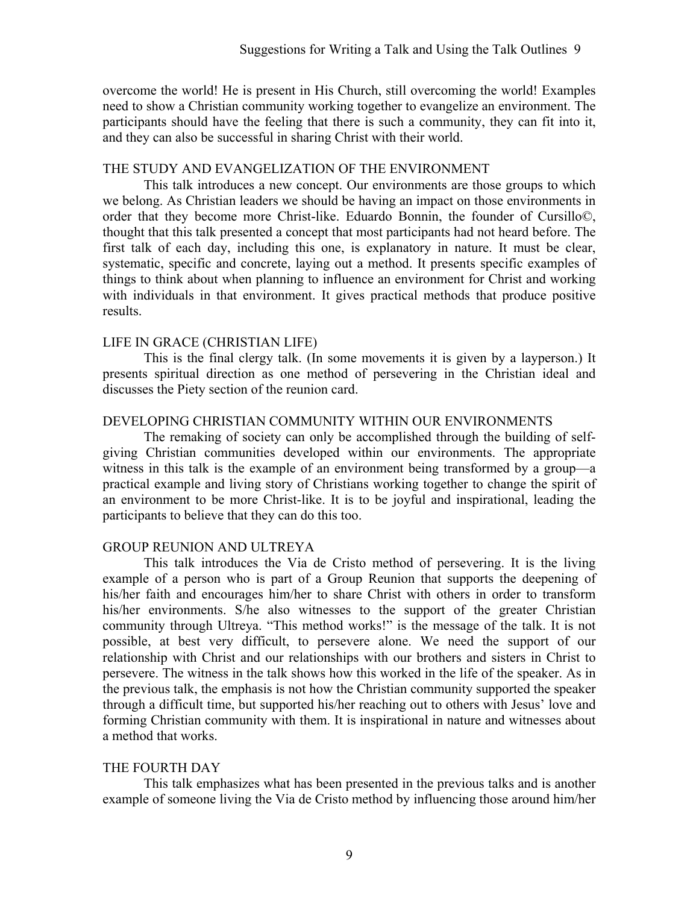overcome the world! He is present in His Church, still overcoming the world! Examples need to show a Christian community working together to evangelize an environment. The participants should have the feeling that there is such a community, they can fit into it, and they can also be successful in sharing Christ with their world.

### THE STUDY AND EVANGELIZATION OF THE ENVIRONMENT

This talk introduces a new concept. Our environments are those groups to which we belong. As Christian leaders we should be having an impact on those environments in order that they become more Christ-like. Eduardo Bonnin, the founder of Cursillo©, thought that this talk presented a concept that most participants had not heard before. The first talk of each day, including this one, is explanatory in nature. It must be clear, systematic, specific and concrete, laying out a method. It presents specific examples of things to think about when planning to influence an environment for Christ and working with individuals in that environment. It gives practical methods that produce positive results.

### LIFE IN GRACE (CHRISTIAN LIFE)

This is the final clergy talk. (In some movements it is given by a layperson.) It presents spiritual direction as one method of persevering in the Christian ideal and discusses the Piety section of the reunion card.

### DEVELOPING CHRISTIAN COMMUNITY WITHIN OUR ENVIRONMENTS

The remaking of society can only be accomplished through the building of self-giving Christian communities developed within our environments. The appropriate witness in this talk is the example of an environment being transformed by a group—a practical example and living story of Christians working together to change the spirit of an environment to be more Christ-like. It is to be joyful and inspirational, leading the participants to believe that they can do this too.

### GROUP REUNION AND ULTREYA

This talk introduces the Via de Cristo method of persevering. It is the living example of a person who is part of a Group Reunion that supports the deepening of his/her faith and encourages him/her to share Christ with others in order to transform his/her environments. S/he also witnesses to the support of the greater Christian community through Ultreya. "This method works!" is the message of the talk. It is not possible, at best very difficult, to persevere alone. We need the support of our relationship with Christ and our relationships with our brothers and sisters in Christ to persevere. The witness in the talk shows how this worked in the life of the speaker. As in the previous talk, the emphasis is not how the Christian community supported the speaker through a difficult time, but supported his/her reaching out to others with Jesus' love and forming Christian community with them. It is inspirational in nature and witnesses about a method that works.

### THE FOURTH DAY

This talk emphasizes what has been presented in the previous talks and is another example of someone living the Via de Cristo method by influencing those around him/her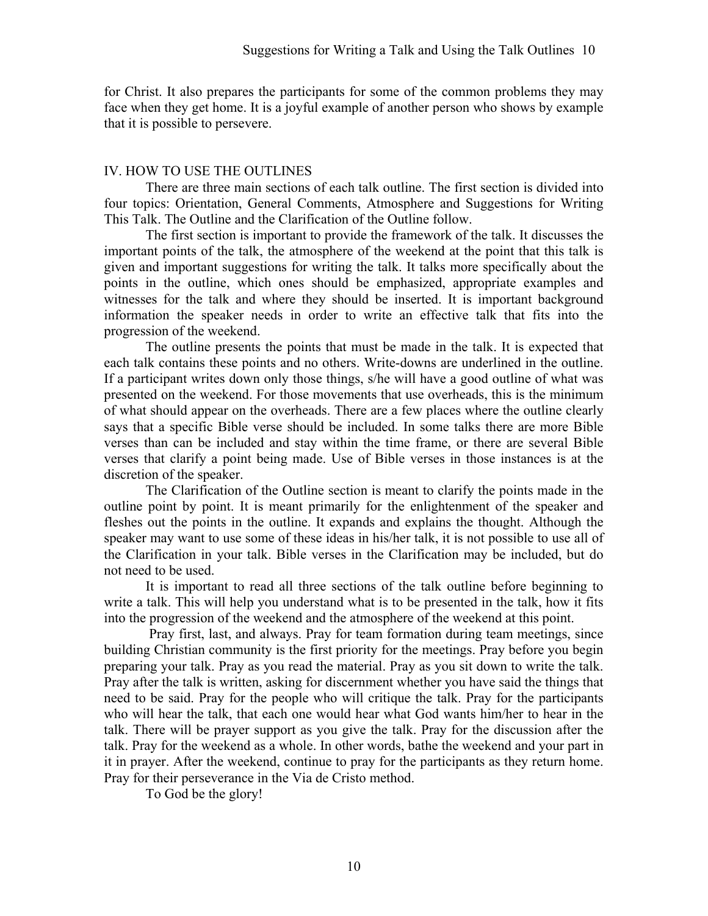for Christ. It also prepares the participants for some of the common problems they may face when they get home. It is a joyful example of another person who shows by example that it is possible to persevere.

## IV. HOW TO USE THE OUTLINES

There are three main sections of each talk outline. The first section is divided into four topics: Orientation, General Comments, Atmosphere and Suggestions for Writing This Talk. The Outline and the Clarification of the Outline follow.

The first section is important to provide the framework of the talk. It discusses the important points of the talk, the atmosphere of the weekend at the point that this talk is given and important suggestions for writing the talk. It talks more specifically about the points in the outline, which ones should be emphasized, appropriate examples and witnesses for the talk and where they should be inserted. It is important background information the speaker needs in order to write an effective talk that fits into the progression of the weekend.

The outline presents the points that must be made in the talk. It is expected that each talk contains these points and no others. Write-downs are underlined in the outline. If a participant writes down only those things, s/he will have a good outline of what was presented on the weekend. For those movements that use overheads, this is the minimum of what should appear on the overheads. There are a few places where the outline clearly says that a specific Bible verse should be included. In some talks there are more Bible verses than can be included and stay within the time frame, or there are several Bible verses that clarify a point being made. Use of Bible verses in those instances is at the discretion of the speaker.

The Clarification of the Outline section is meant to clarify the points made in the outline point by point. It is meant primarily for the enlightenment of the speaker and fleshes out the points in the outline. It expands and explains the thought. Although the speaker may want to use some of these ideas in his/her talk, it is not possible to use all of the Clarification in your talk. Bible verses in the Clarification may be included, but do not need to be used.

It is important to read all three sections of the talk outline before beginning to write a talk. This will help you understand what is to be presented in the talk, how it fits into the progression of the weekend and the atmosphere of the weekend at this point.

Pray first, last, and always. Pray for team formation during team meetings, since building Christian community is the first priority for the meetings. Pray before you begin preparing your talk. Pray as you read the material. Pray as you sit down to write the talk. Pray after the talk is written, asking for discernment whether you have said the things that need to be said. Pray for the people who will critique the talk. Pray for the participants who will hear the talk, that each one would hear what God wants him/her to hear in the talk. There will be prayer support as you give the talk. Pray for the discussion after the talk. Pray for the weekend as a whole. In other words, bathe the weekend and your part in it in prayer. After the weekend, continue to pray for the participants as they return home. Pray for their perseverance in the Via de Cristo method.

To God be the glory!